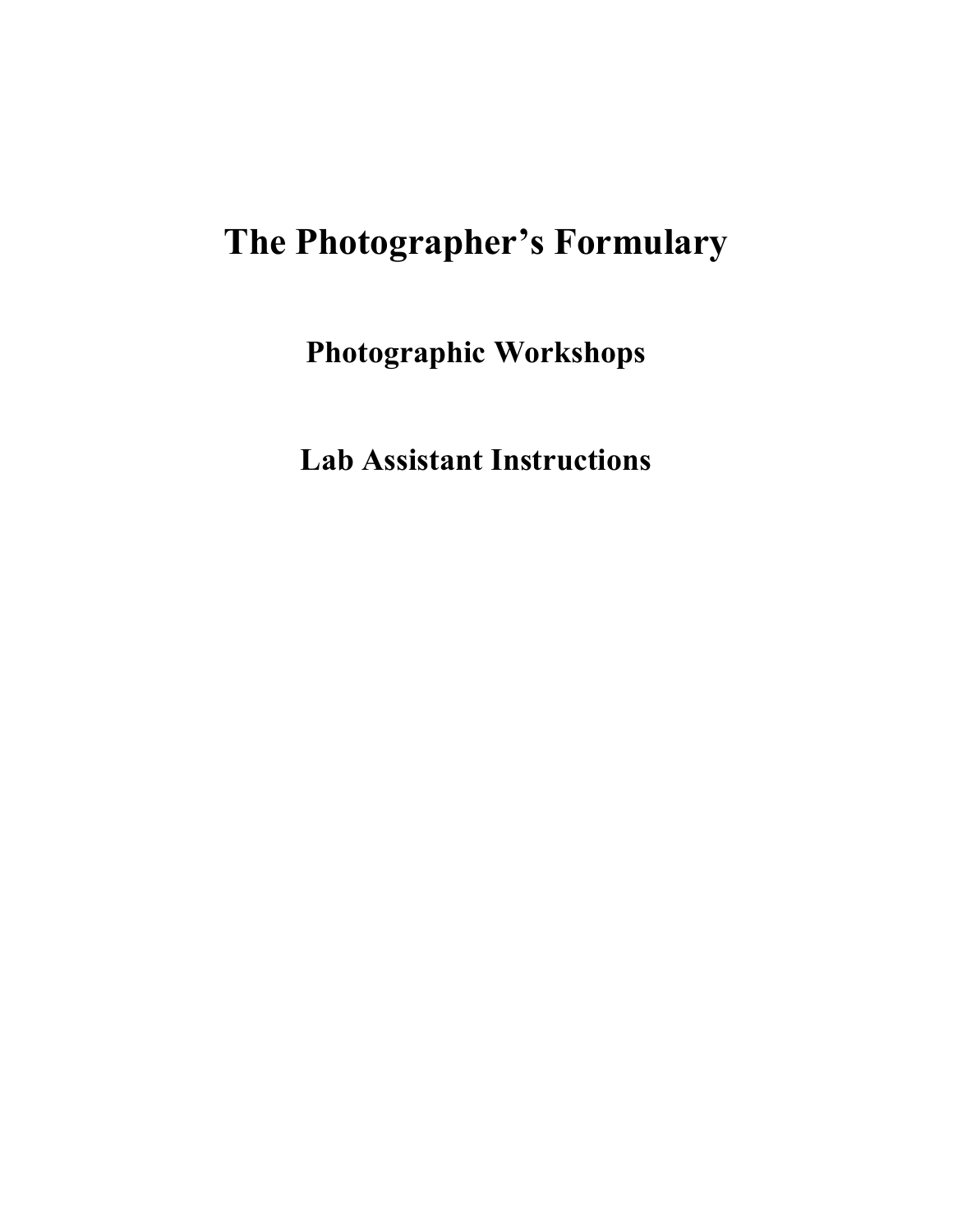# The Photographer's Formulary

## Photographic Workshops

## Lab Assistant Instructions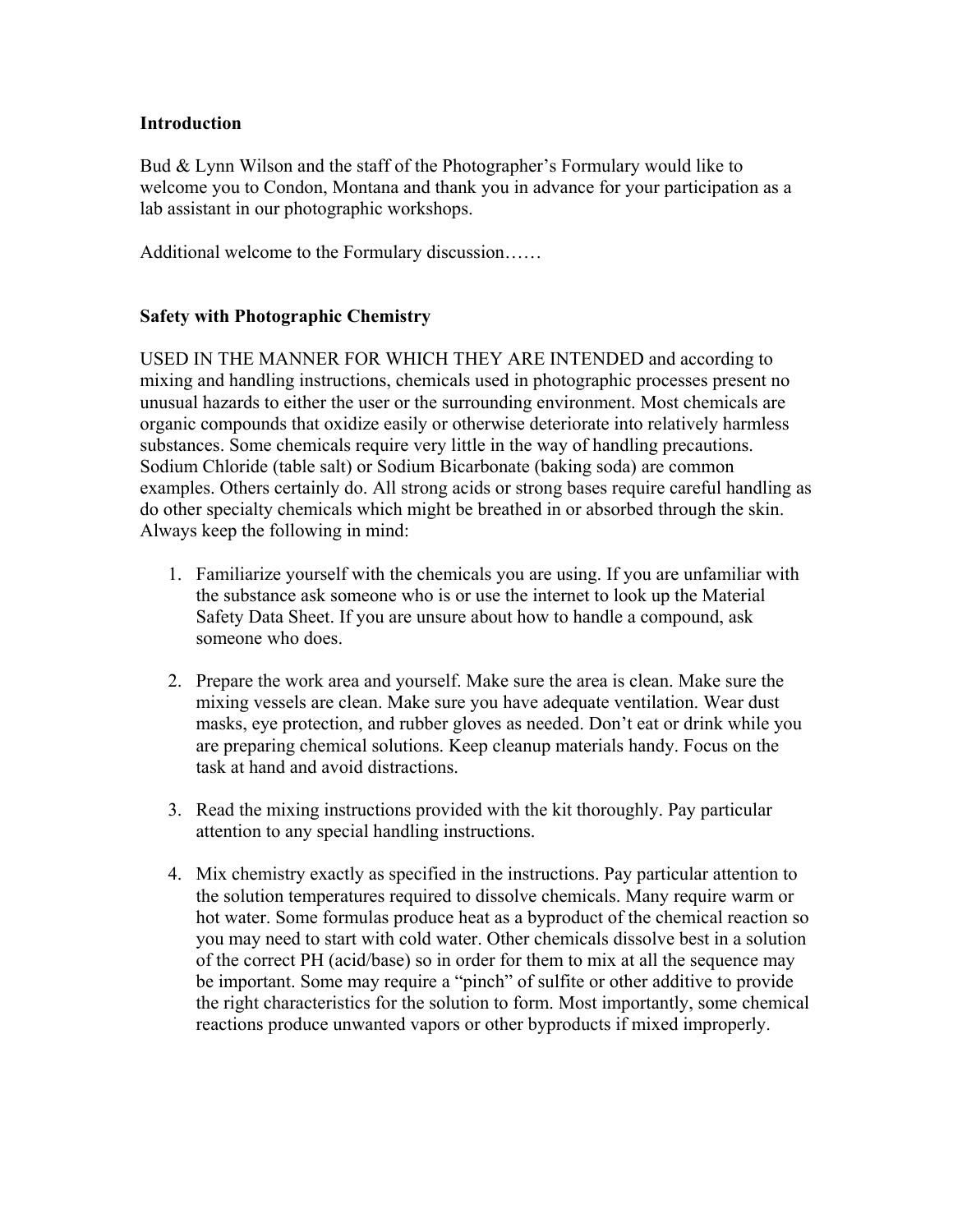## Introduction

Bud & Lynn Wilson and the staff of the Photographer's Formulary would like to welcome you to Condon, Montana and thank you in advance for your participation as a lab assistant in our photographic workshops.

Additional welcome to the Formulary discussion……

## Safety with Photographic Chemistry

USED IN THE MANNER FOR WHICH THEY ARE INTENDED and according to mixing and handling instructions, chemicals used in photographic processes present no unusual hazards to either the user or the surrounding environment. Most chemicals are organic compounds that oxidize easily or otherwise deteriorate into relatively harmless substances. Some chemicals require very little in the way of handling precautions. Sodium Chloride (table salt) or Sodium Bicarbonate (baking soda) are common examples. Others certainly do. All strong acids or strong bases require careful handling as do other specialty chemicals which might be breathed in or absorbed through the skin. Always keep the following in mind:

1. Familiarize yourself with the chemicals you are using. If you are unfamiliar with the substance ask someone who is or use the internet to look up the Material Safety Data Sheet. If you are unsure about how to handle a compound, ask someone who does.

2. Prepare the work area and yourself. Make sure the area is clean. Make sure the mixing vessels are clean. Make sure you have adequate ventilation. Wear dust masks, eye protection, and rubber gloves as needed. Don't eat or drink while you are preparing chemical solutions. Keep cleanup materials handy. Focus on the task at hand and avoid distractions.

3. Read the mixing instructions provided with the kit thoroughly. Pay particular attention to any special handling instructions.

4. Mix chemistry exactly as specified in the instructions. Pay particular attention to the solution temperatures required to dissolve chemicals. Many require warm or hot water. Some formulas produce heat as a byproduct of the chemical reaction so you may need to start with cold water. Other chemicals dissolve best in a solution of the correct PH (acid/base) so in order for them to mix at all the sequence may be important. Some may require a "pinch" of sulfite or other additive to provide the right characteristics for the solution to form. Most importantly, some chemical reactions produce unwanted vapors or other byproducts if mixed improperly.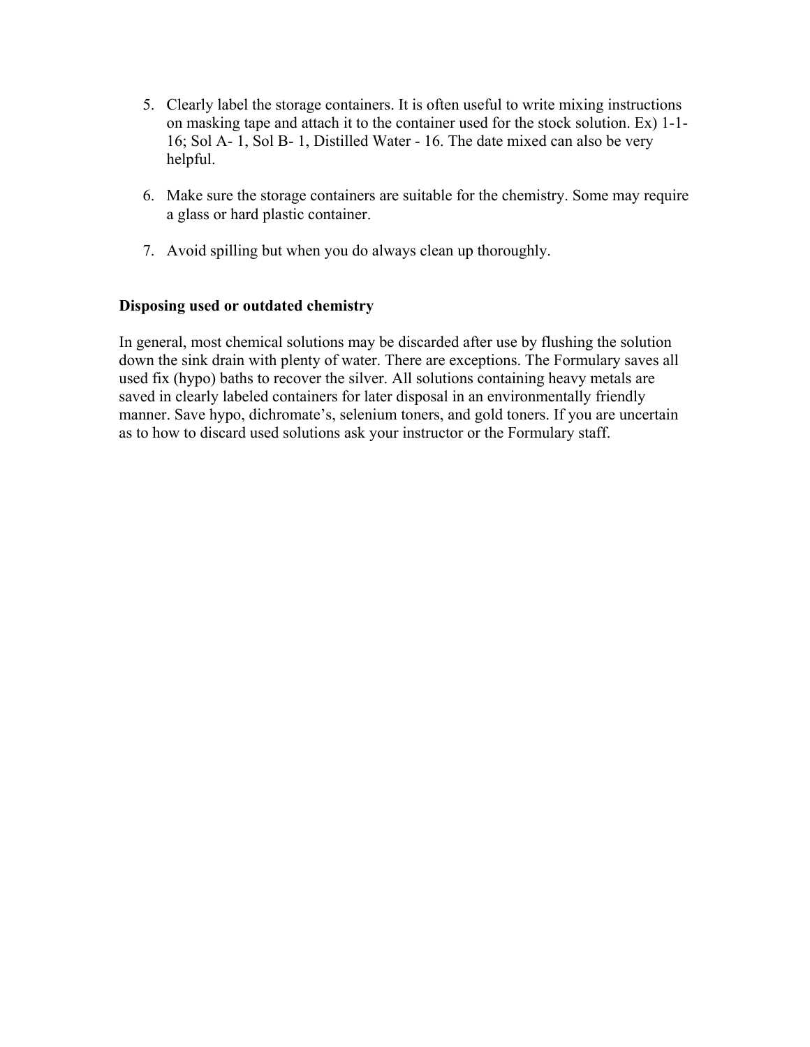5. Clearly label the storage containers. It is often useful to write mixing instructions on masking tape and attach it to the container used for the stock solution. Ex) 1-1-16; Sol A- 1, Sol B- 1, Distilled Water - 16. The date mixed can also be very helpful.

6. Make sure the storage containers are suitable for the chemistry. Some may require a glass or hard plastic container.

7. Avoid spilling but when you do always clean up thoroughly.

**Disposing used or outdated chemistry**

In general, most chemical solutions may be discarded after use by flushing the solution down the sink drain with plenty of water. There are exceptions. The Formulary saves all used fix (hypo) baths to recover the silver. All solutions containing heavy metals are saved in clearly labeled containers for later disposal in an environmentally friendly manner. Save hypo, dichromate's, selenium toners, and gold toners. If you are uncertain as to how to discard used solutions ask your instructor or the Formulary staff.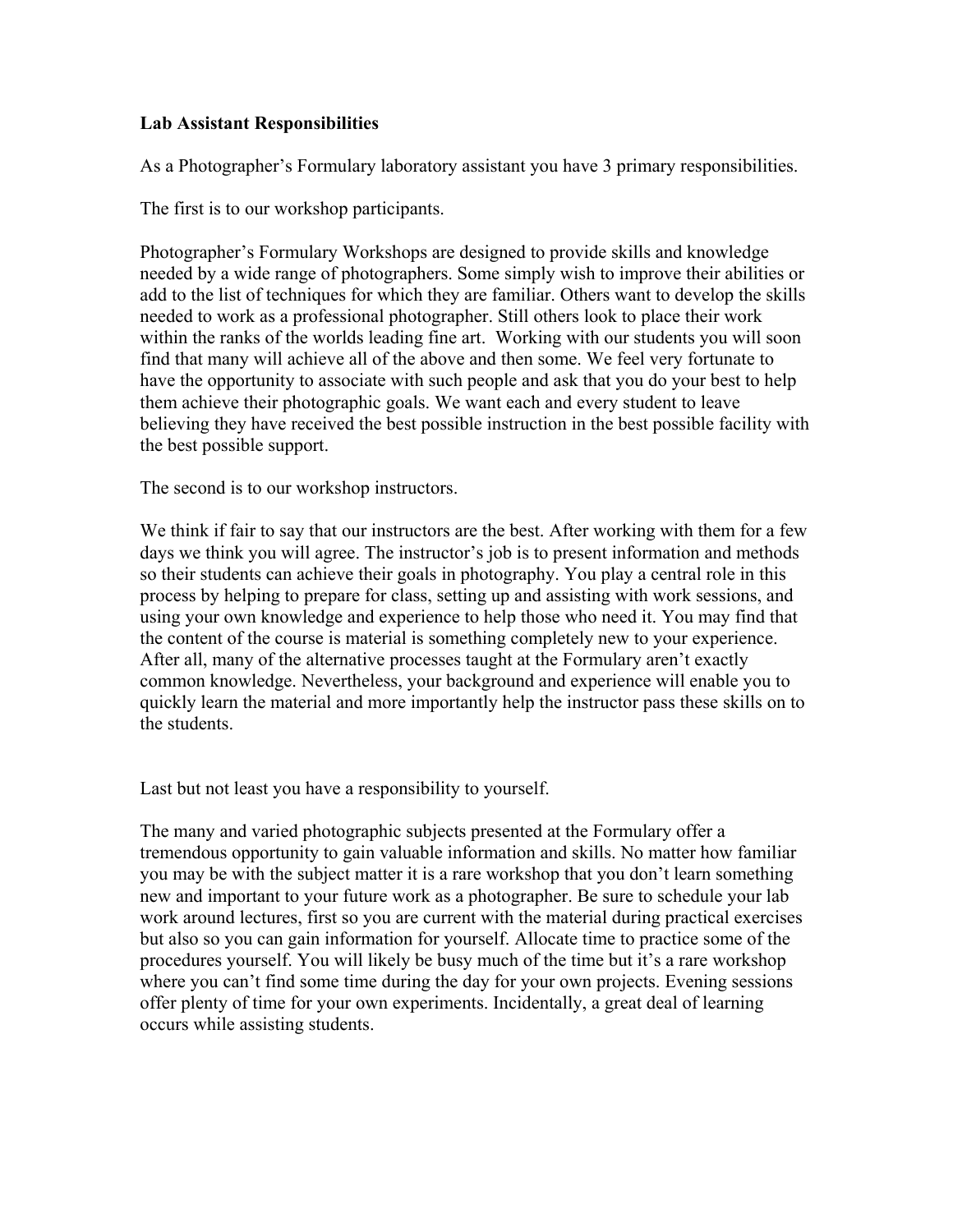**Lab Assistant Responsibilities**

As a Photographer's Formulary laboratory assistant you have 3 primary responsibilities.

The first is to our workshop participants.

Photographer's Formulary Workshops are designed to provide skills and knowledge needed by a wide range of photographers. Some simply wish to improve their abilities or add to the list of techniques for which they are familiar. Others want to develop the skills needed to work as a professional photographer. Still others look to place their work within the ranks of the worlds leading fine art. Working with our students you will soon find that many will achieve all of the above and then some. We feel very fortunate to have the opportunity to associate with such people and ask that you do your best to help them achieve their photographic goals. We want each and every student to leave believing they have received the best possible instruction in the best possible facility with the best possible support.

The second is to our workshop instructors.

We think if fair to say that our instructors are the best. After working with them for a few days we think you will agree. The instructor's job is to present information and methods so their students can achieve their goals in photography. You play a central role in this process by helping to prepare for class, setting up and assisting with work sessions, and using your own knowledge and experience to help those who need it. You may find that the content of the course is material is something completely new to your experience. After all, many of the alternative processes taught at the Formulary aren't exactly common knowledge. Nevertheless, your background and experience will enable you to quickly learn the material and more importantly help the instructor pass these skills on to the students.

Last but not least you have a responsibility to yourself.

The many and varied photographic subjects presented at the Formulary offer a tremendous opportunity to gain valuable information and skills. No matter how familiar you may be with the subject matter it is a rare workshop that you don't learn something new and important to your future work as a photographer. Be sure to schedule your lab work around lectures, first so you are current with the material during practical exercises but also so you can gain information for yourself. Allocate time to practice some of the procedures yourself. You will likely be busy much of the time but it's a rare workshop where you can't find some time during the day for your own projects. Evening sessions offer plenty of time for your own experiments. Incidentally, a great deal of learning occurs while assisting students.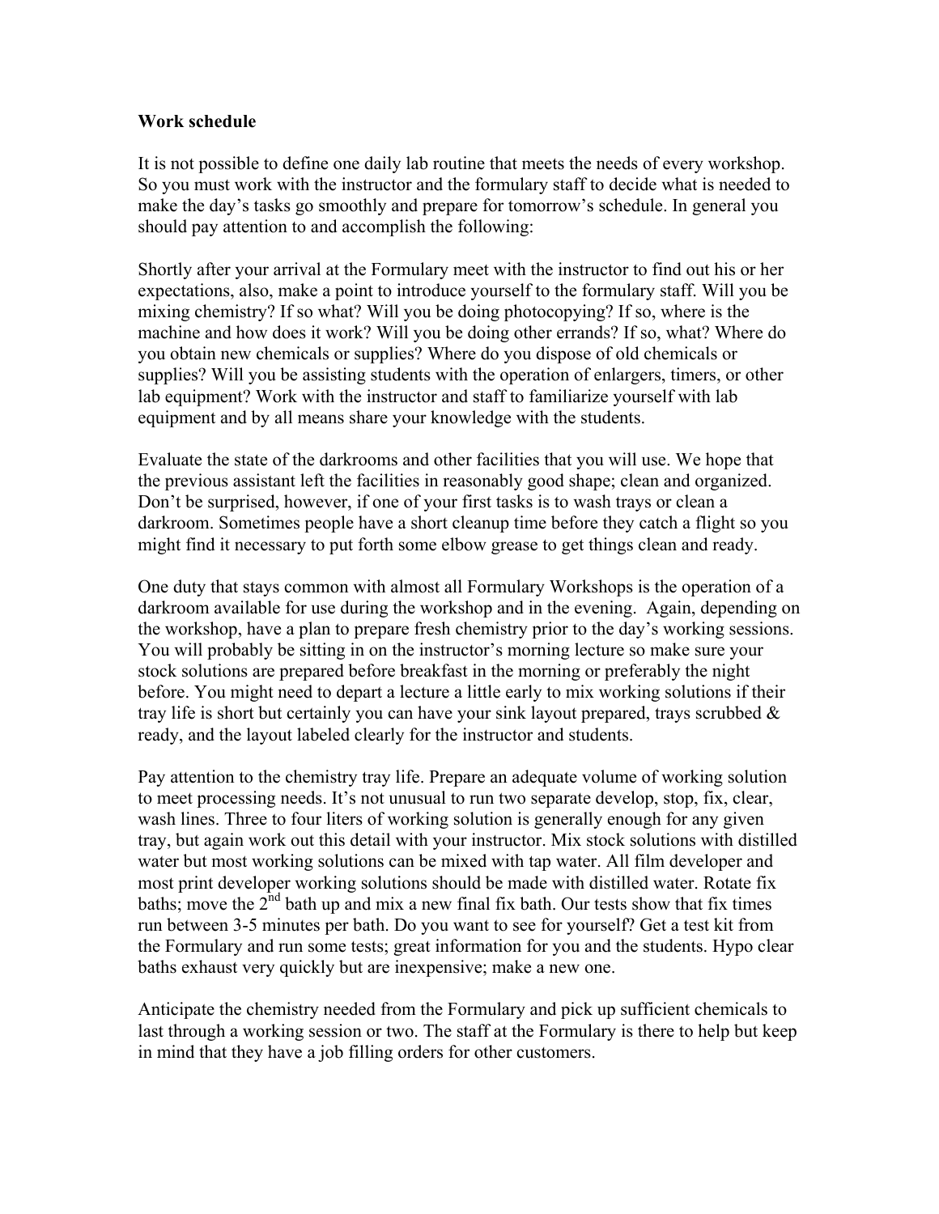**Work schedule**

It is not possible to define one daily lab routine that meets the needs of every workshop. So you must work with the instructor and the formulary staff to decide what is needed to make the day's tasks go smoothly and prepare for tomorrow's schedule. In general you should pay attention to and accomplish the following:

Shortly after your arrival at the Formulary meet with the instructor to find out his or her expectations, also, make a point to introduce yourself to the formulary staff. Will you be mixing chemistry? If so what? Will you be doing photocopying? If so, where is the machine and how does it work? Will you be doing other errands? If so, what? Where do you obtain new chemicals or supplies? Where do you dispose of old chemicals or supplies? Will you be assisting students with the operation of enlargers, timers, or other lab equipment? Work with the instructor and staff to familiarize yourself with lab equipment and by all means share your knowledge with the students.

Evaluate the state of the darkrooms and other facilities that you will use. We hope that the previous assistant left the facilities in reasonably good shape; clean and organized. Don't be surprised, however, if one of your first tasks is to wash trays or clean a darkroom. Sometimes people have a short cleanup time before they catch a flight so you might find it necessary to put forth some elbow grease to get things clean and ready.

One duty that stays common with almost all Formulary Workshops is the operation of a darkroom available for use during the workshop and in the evening. Again, depending on the workshop, have a plan to prepare fresh chemistry prior to the day's working sessions. You will probably be sitting in on the instructor's morning lecture so make sure your stock solutions are prepared before breakfast in the morning or preferably the night before. You might need to depart a lecture a little early to mix working solutions if their tray life is short but certainly you can have your sink layout prepared, trays scrubbed & ready, and the layout labeled clearly for the instructor and students.

Pay attention to the chemistry tray life. Prepare an adequate volume of working solution to meet processing needs. It's not unusual to run two separate develop, stop, fix, clear, wash lines. Three to four liters of working solution is generally enough for any given tray, but again work out this detail with your instructor. Mix stock solutions with distilled water but most working solutions can be mixed with tap water. All film developer and most print developer working solutions should be made with distilled water. Rotate fix baths; move the 2nd bath up and mix a new final fix bath. Our tests show that fix times run between 3-5 minutes per bath. Do you want to see for yourself? Get a test kit from the Formulary and run some tests; great information for you and the students. Hypo clear baths exhaust very quickly but are inexpensive; make a new one.

Anticipate the chemistry needed from the Formulary and pick up sufficient chemicals to last through a working session or two. The staff at the Formulary is there to help but keep in mind that they have a job filling orders for other customers.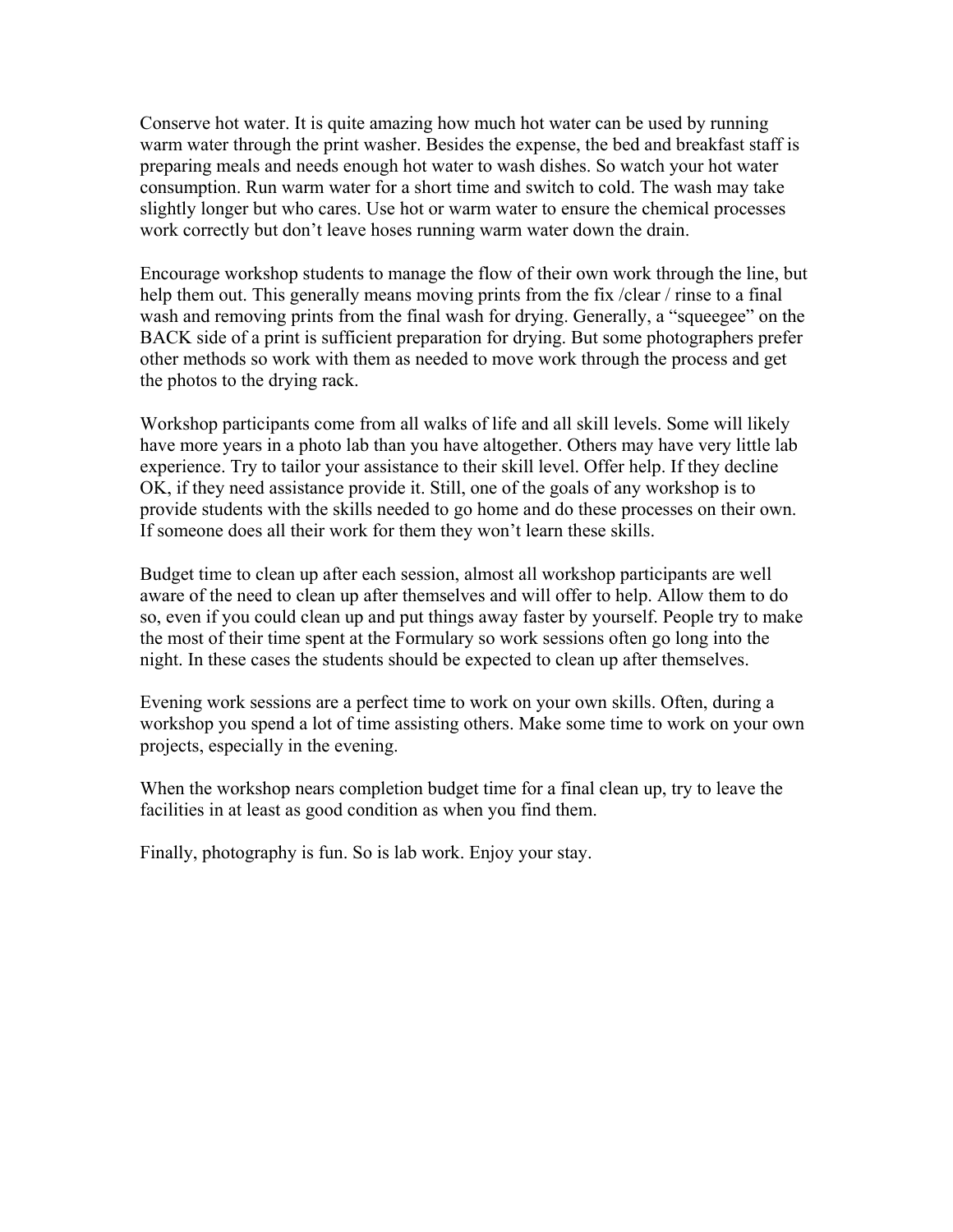Conserve hot water. It is quite amazing how much hot water can be used by running warm water through the print washer. Besides the expense, the bed and breakfast staff is preparing meals and needs enough hot water to wash dishes. So watch your hot water consumption. Run warm water for a short time and switch to cold. The wash may take slightly longer but who cares. Use hot or warm water to ensure the chemical processes work correctly but don't leave hoses running warm water down the drain.

Encourage workshop students to manage the flow of their own work through the line, but help them out. This generally means moving prints from the fix /clear / rinse to a final wash and removing prints from the final wash for drying. Generally, a "squeegee" on the BACK side of a print is sufficient preparation for drying. But some photographers prefer other methods so work with them as needed to move work through the process and get the photos to the drying rack.

Workshop participants come from all walks of life and all skill levels. Some will likely have more years in a photo lab than you have altogether. Others may have very little lab experience. Try to tailor your assistance to their skill level. Offer help. If they decline OK, if they need assistance provide it. Still, one of the goals of any workshop is to provide students with the skills needed to go home and do these processes on their own. If someone does all their work for them they won't learn these skills.

Budget time to clean up after each session, almost all workshop participants are well aware of the need to clean up after themselves and will offer to help. Allow them to do so, even if you could clean up and put things away faster by yourself. People try to make the most of their time spent at the Formulary so work sessions often go long into the night. In these cases the students should be expected to clean up after themselves.

Evening work sessions are a perfect time to work on your own skills. Often, during a workshop you spend a lot of time assisting others. Make some time to work on your own projects, especially in the evening.

When the workshop nears completion budget time for a final clean up, try to leave the facilities in at least as good condition as when you find them.

Finally, photography is fun. So is lab work. Enjoy your stay.